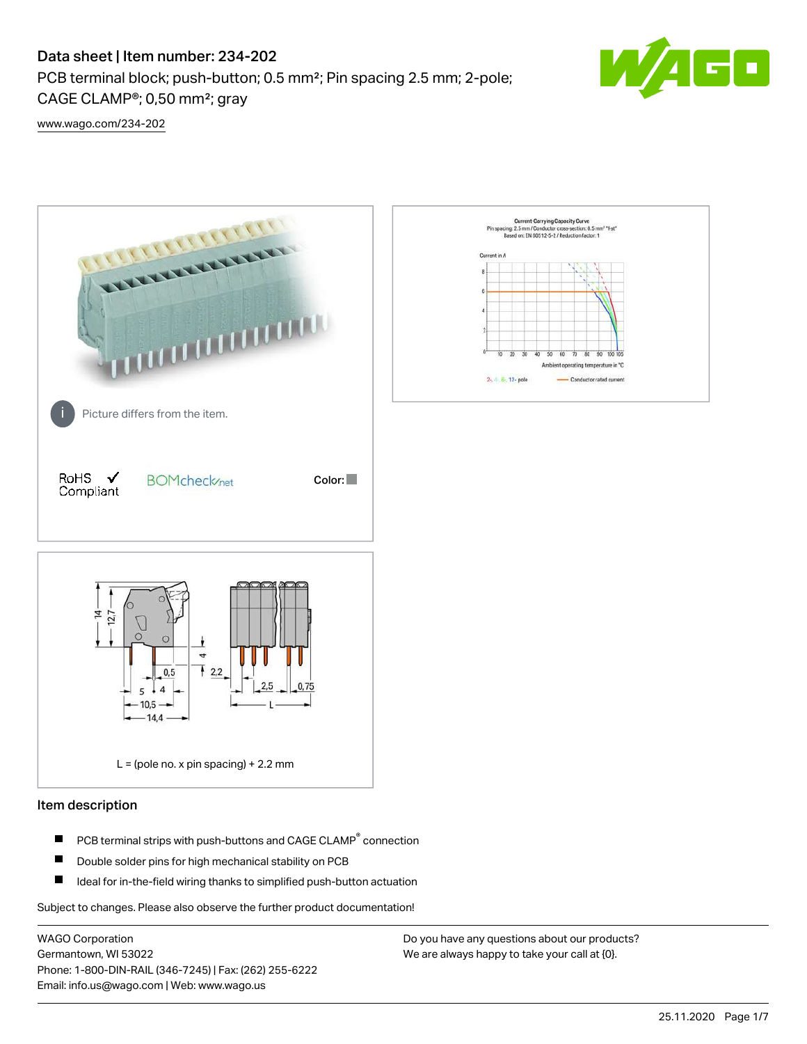# Data sheet | Item number: 234-202

PCB terminal block; push-button; 0.5 mm²; Pin spacing 2.5 mm; 2-pole; CAGE CLAMP®; 0,50 mm²; gray

www.wago.com/234-202

Picture differs from the item.

RoHS Compliant

BOMcheck.net

Color:

L = (pole no. x pin spacing) + 2.2 mm

## Item description

- PCB terminal strips with push-buttons and CAGE CLAMP® connection
- Double solder pins for high mechanical stability on PCB
- Ideal for in-the-field wiring thanks to simplified push-button actuation

Subject to changes. Please also observe the further product documentation!

WAGO Corporation
Germantown, WI 53022
Phone: 1-800-DIN-RAIL (346-7245) | Fax: (262) 255-6222
Email: info.us@wago.com | Web: www.wago.us

Do you have any questions about our products?
We are always happy to take your call at {0}.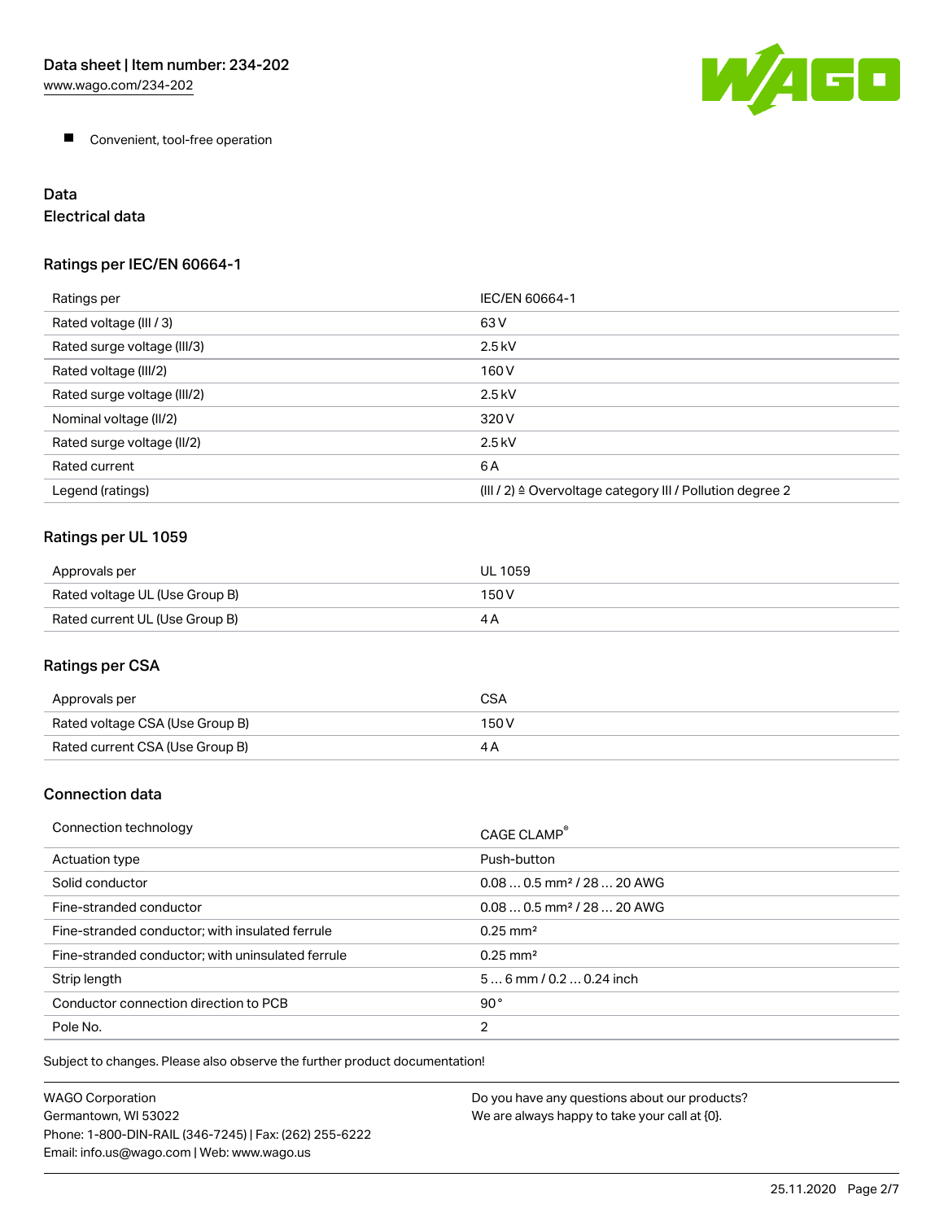- Convenient, tool-free operation

## Data

### Electrical data

#### Ratings per IEC/EN 60664-1

| Ratings per | IEC/EN 60664-1 |
|---|---|
| Rated voltage (III / 3) | 63 V |
| Rated surge voltage (III/3) | 2.5 kV |
| Rated voltage (III/2) | 160 V |
| Rated surge voltage (III/2) | 2.5 kV |
| Nominal voltage (II/2) | 320 V |
| Rated surge voltage (II/2) | 2.5 kV |
| Rated current | 6 A |
| Legend (ratings) | (III / 2) ≙ Overvoltage category III / Pollution degree 2 |

#### Ratings per UL 1059

| Approvals per | UL 1059 |
|---|---|
| Rated voltage UL (Use Group B) | 150 V |
| Rated current UL (Use Group B) | 4 A |

#### Ratings per CSA

| Approvals per | CSA |
|---|---|
| Rated voltage CSA (Use Group B) | 150 V |
| Rated current CSA (Use Group B) | 4 A |

### Connection data

| Connection technology | CAGE CLAMP® |
|---|---|
| Actuation type | Push-button |
| Solid conductor | 0.08 … 0.5 mm² / 28 … 20 AWG |
| Fine-stranded conductor | 0.08 … 0.5 mm² / 28 … 20 AWG |
| Fine-stranded conductor; with insulated ferrule | 0.25 mm² |
| Fine-stranded conductor; with uninsulated ferrule | 0.25 mm² |
| Strip length | 5 … 6 mm / 0.2 … 0.24 inch |
| Conductor connection direction to PCB | 90 ° |
| Pole No. | 2 |

Subject to changes. Please also observe the further product documentation!

WAGO Corporation
Germantown, WI 53022
Phone: 1-800-DIN-RAIL (346-7245) | Fax: (262) 255-6222
Email: info.us@wago.com | Web: www.wago.us

Do you have any questions about our products?
We are always happy to take your call at {0}.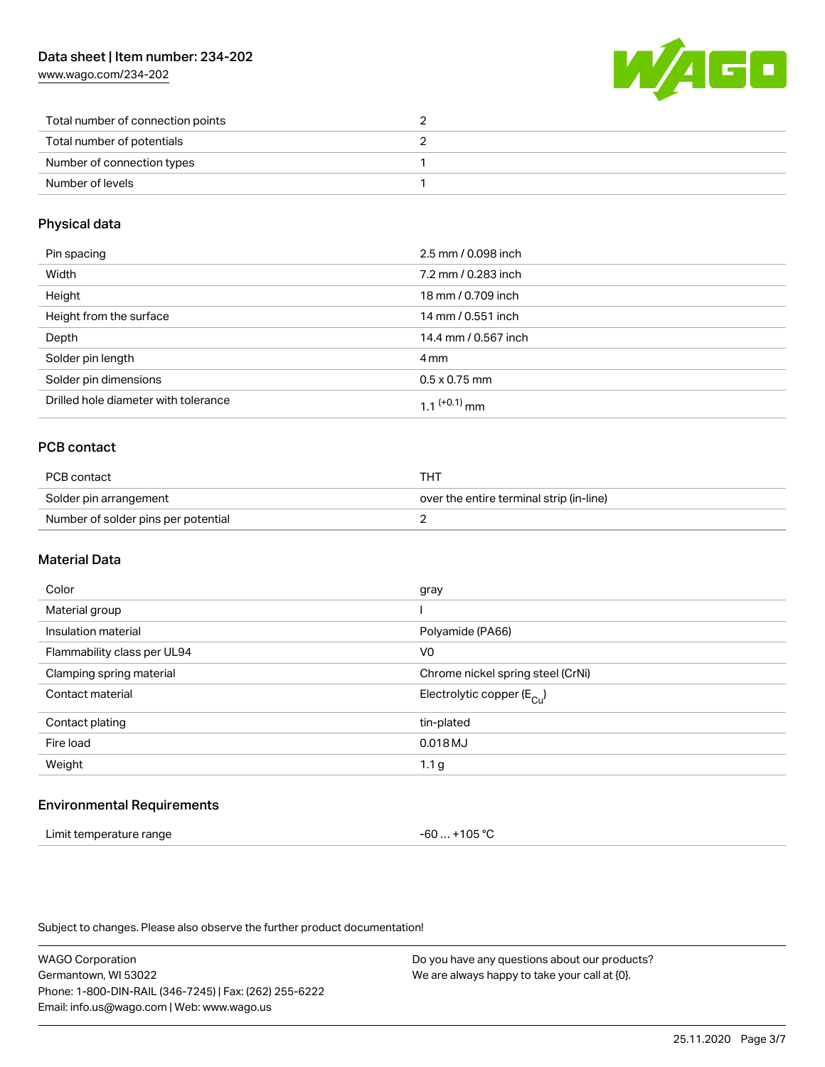| | |
|---|---|
| Total number of connection points | 2 |
| Total number of potentials | 2 |
| Number of connection types | 1 |
| Number of levels | 1 |

## Physical data

| | |
|---|---|
| Pin spacing | 2.5 mm / 0.098 inch |
| Width | 7.2 mm / 0.283 inch |
| Height | 18 mm / 0.709 inch |
| Height from the surface | 14 mm / 0.551 inch |
| Depth | 14.4 mm / 0.567 inch |
| Solder pin length | 4 mm |
| Solder pin dimensions | 0.5 x 0.75 mm |
| Drilled hole diameter with tolerance | $1.1^{(+0.1)}$ mm |

## PCB contact

| | |
|---|---|
| PCB contact | THT |
| Solder pin arrangement | over the entire terminal strip (in-line) |
| Number of solder pins per potential | 2 |

## Material Data

| | |
|---|---|
| Color | gray |
| Material group | I |
| Insulation material | Polyamide (PA66) |
| Flammability class per UL94 | V0 |
| Clamping spring material | Chrome nickel spring steel (CrNi) |
| Contact material | Electrolytic copper ($E_{Cu}$) |
| Contact plating | tin-plated |
| Fire load | 0.018 MJ |
| Weight | 1.1 g |

## Environmental Requirements

| | |
|---|---|
| Limit temperature range | -60 … +105 °C |

Subject to changes. Please also observe the further product documentation!

WAGO Corporation
Germantown, WI 53022
Phone: 1-800-DIN-RAIL (346-7245) | Fax: (262) 255-6222
Email: info.us@wago.com | Web: www.wago.us

Do you have any questions about our products?
We are always happy to take your call at {0}.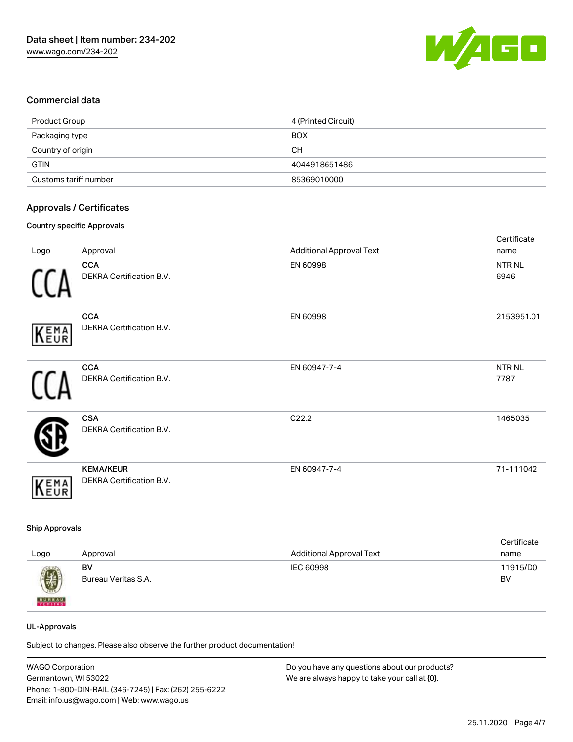## Commercial data

| | |
|---|---|
| Product Group | 4 (Printed Circuit) |
| Packaging type | BOX |
| Country of origin | CH |
| GTIN | 4044918651486 |
| Customs tariff number | 85369010000 |

## Approvals / Certificates

### Country specific Approvals

| Logo | Approval | Additional Approval Text | Certificate name |
|---|---|---|---|
| | **CCA** DEKRA Certification B.V. | EN 60998 | NTR NL 6946 |
| | **CCA** DEKRA Certification B.V. | EN 60998 | 2153951.01 |
| | **CCA** DEKRA Certification B.V. | EN 60947-7-4 | NTR NL 7787 |
| | **CSA** DEKRA Certification B.V. | C22.2 | 1465035 |
| | **KEMA/KEUR** DEKRA Certification B.V. | EN 60947-7-4 | 71-111042 |

### Ship Approvals

| Logo | Approval | Additional Approval Text | Certificate name |
|---|---|---|---|
| | **BV** Bureau Veritas S.A. | IEC 60998 | 11915/D0 BV |

### UL-Approvals

Subject to changes. Please also observe the further product documentation!

WAGO Corporation
Germantown, WI 53022
Phone: 1-800-DIN-RAIL (346-7245) | Fax: (262) 255-6222
Email: info.us@wago.com | Web: www.wago.us

Do you have any questions about our products?
We are always happy to take your call at {0}.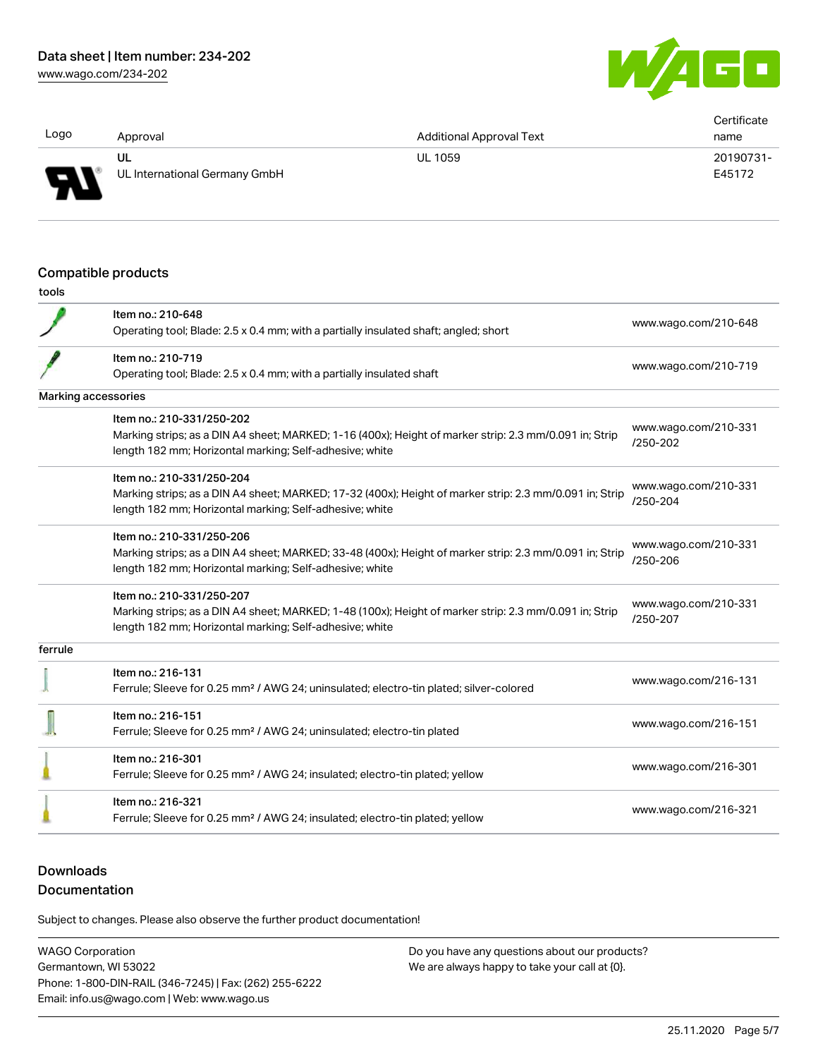| Logo | Approval | Additional Approval Text | Certificate name |
|---|---|---|---|
| | UL<br>UL International Germany GmbH | UL 1059 | 20190731-E45172 |

## Compatible products

| tools | | |
|---|---|---|
| | Item no.: 210-648<br>Operating tool; Blade: 2.5 x 0.4 mm; with a partially insulated shaft; angled; short | www.wago.com/210-648 |
| | Item no.: 210-719<br>Operating tool; Blade: 2.5 x 0.4 mm; with a partially insulated shaft | www.wago.com/210-719 |
| **Marking accessories** | | |
| | Item no.: 210-331/250-202<br>Marking strips; as a DIN A4 sheet; MARKED; 1-16 (400x); Height of marker strip: 2.3 mm/0.091 in; Strip length 182 mm; Horizontal marking; Self-adhesive; white | www.wago.com/210-331/250-202 |
| | Item no.: 210-331/250-204<br>Marking strips; as a DIN A4 sheet; MARKED; 17-32 (400x); Height of marker strip: 2.3 mm/0.091 in; Strip length 182 mm; Horizontal marking; Self-adhesive; white | www.wago.com/210-331/250-204 |
| | Item no.: 210-331/250-206<br>Marking strips; as a DIN A4 sheet; MARKED; 33-48 (400x); Height of marker strip: 2.3 mm/0.091 in; Strip length 182 mm; Horizontal marking; Self-adhesive; white | www.wago.com/210-331/250-206 |
| | Item no.: 210-331/250-207<br>Marking strips; as a DIN A4 sheet; MARKED; 1-48 (100x); Height of marker strip: 2.3 mm/0.091 in; Strip length 182 mm; Horizontal marking; Self-adhesive; white | www.wago.com/210-331/250-207 |
| **ferrule** | | |
| | Item no.: 216-131<br>Ferrule; Sleeve for 0.25 mm² / AWG 24; uninsulated; electro-tin plated; silver-colored | www.wago.com/216-131 |
| | Item no.: 216-151<br>Ferrule; Sleeve for 0.25 mm² / AWG 24; uninsulated; electro-tin plated | www.wago.com/216-151 |
| | Item no.: 216-301<br>Ferrule; Sleeve for 0.25 mm² / AWG 24; insulated; electro-tin plated; yellow | www.wago.com/216-301 |
| | Item no.: 216-321<br>Ferrule; Sleeve for 0.25 mm² / AWG 24; insulated; electro-tin plated; yellow | www.wago.com/216-321 |

## Downloads

### Documentation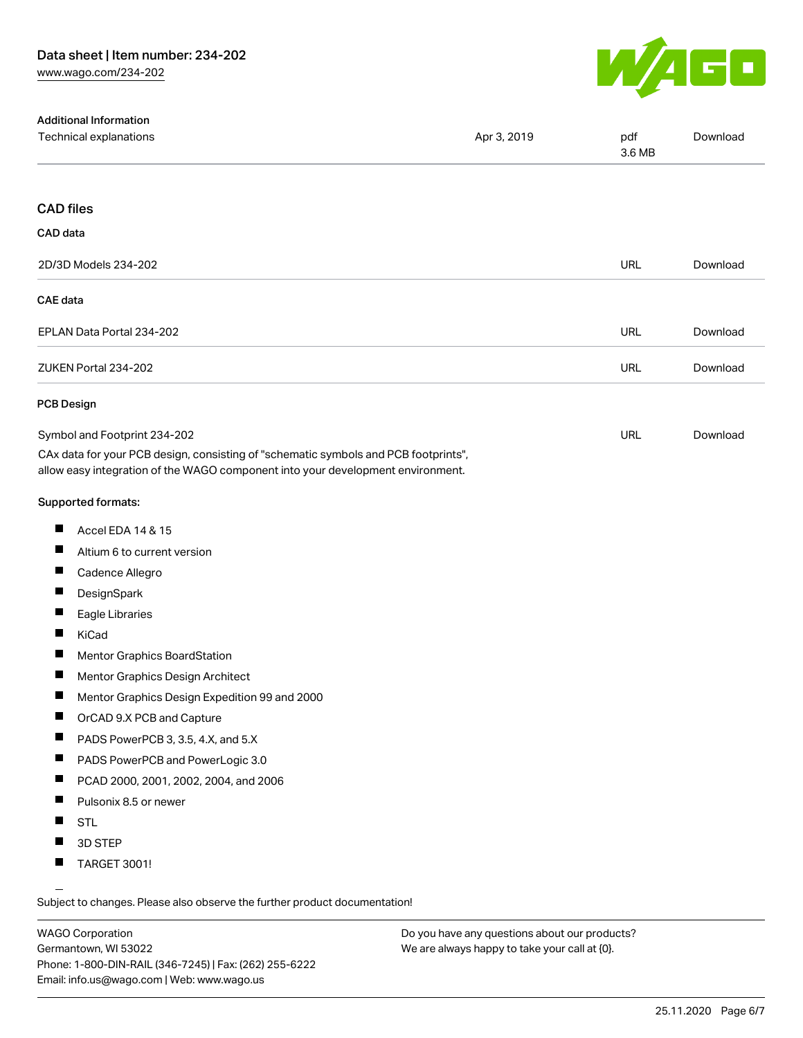### Additional Information

| | | | |
|---|---|---|---|
| Technical explanations | Apr 3, 2019 | pdf 3.6 MB | Download |

## CAD files

### CAD data

| | | |
|---|---|---|
| 2D/3D Models 234-202 | URL | Download |

### CAE data

| | | |
|---|---|---|
| EPLAN Data Portal 234-202 | URL | Download |
| ZUKEN Portal 234-202 | URL | Download |

### PCB Design

| | | |
|---|---|---|
| Symbol and Footprint 234-202 | URL | Download |

CAx data for your PCB design, consisting of "schematic symbols and PCB footprints", allow easy integration of the WAGO component into your development environment.

**Supported formats:**

- Accel EDA 14 & 15
- Altium 6 to current version
- Cadence Allegro
- DesignSpark
- Eagle Libraries
- KiCad
- Mentor Graphics BoardStation
- Mentor Graphics Design Architect
- Mentor Graphics Design Expedition 99 and 2000
- OrCAD 9.X PCB and Capture
- PADS PowerPCB 3, 3.5, 4.X, and 5.X
- PADS PowerPCB and PowerLogic 3.0
- PCAD 2000, 2001, 2002, 2004, and 2006
- Pulsonix 8.5 or newer
- STL
- 3D STEP
- TARGET 3001!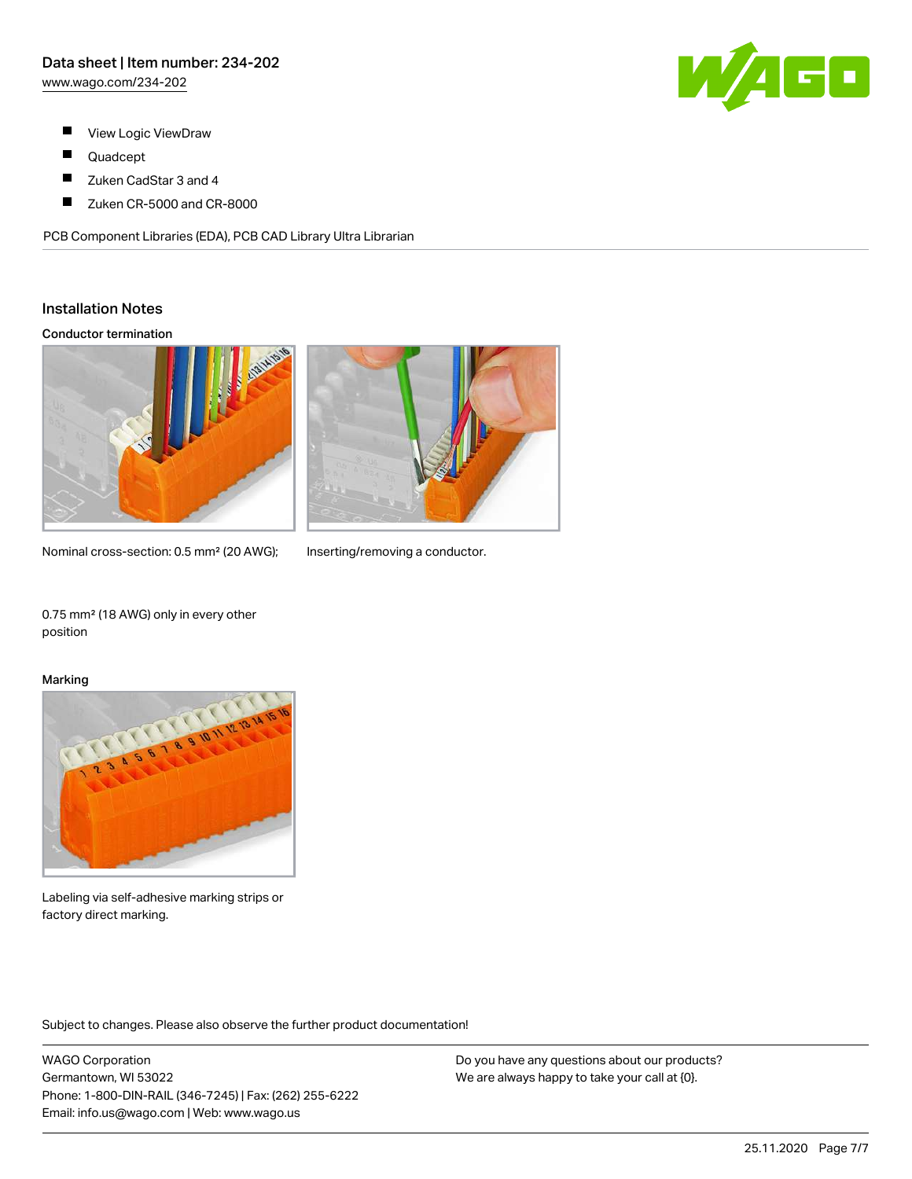- View Logic ViewDraw
- Quadcept
- Zuken CadStar 3 and 4
- Zuken CR-5000 and CR-8000

PCB Component Libraries (EDA), PCB CAD Library Ultra Librarian

## Installation Notes

### Conductor termination

Nominal cross-section: 0.5 mm² (20 AWG);

0.75 mm² (18 AWG) only in every other position

Inserting/removing a conductor.

### Marking

Labeling via self-adhesive marking strips or factory direct marking.

Subject to changes. Please also observe the further product documentation!

WAGO Corporation
Germantown, WI 53022
Phone: 1-800-DIN-RAIL (346-7245) | Fax: (262) 255-6222
Email: info.us@wago.com | Web: www.wago.us

Do you have any questions about our products?
We are always happy to take your call at {0}.